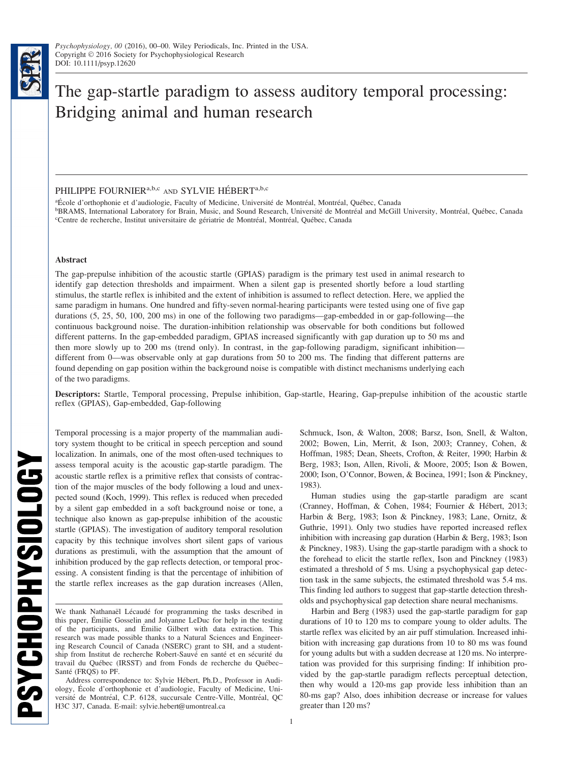# The gap-startle paradigm to assess auditory temporal processing: Bridging animal and human research

PHILIPPE FOURNIER[a,b,c] AND SYLVIE HÉBERT[a,b,c]

[a]École d'orthophonie et d'audiologie, Faculty of Medicine, Université de Montréal, Montréal, Québec, Canada
[b]BRAMS, International Laboratory for Brain, Music, and Sound Research, Université de Montréal and McGill University, Montréal, Québec, Canada
[c]Centre de recherche, Institut universitaire de gériatrie de Montréal, Montréal, Québec, Canada

## Abstract

The gap-prepulse inhibition of the acoustic startle (GPIAS) paradigm is the primary test used in animal research to identify gap detection thresholds and impairment. When a silent gap is presented shortly before a loud startling stimulus, the startle reflex is inhibited and the extent of inhibition is assumed to reflect detection. Here, we applied the same paradigm in humans. One hundred and fifty-seven normal-hearing participants were tested using one of five gap durations (5, 25, 50, 100, 200 ms) in one of the following two paradigms—gap-embedded in or gap-following—the continuous background noise. The duration-inhibition relationship was observable for both conditions but followed different patterns. In the gap-embedded paradigm, GPIAS increased significantly with gap duration up to 50 ms and then more slowly up to 200 ms (trend only). In contrast, in the gap-following paradigm, significant inhibition—different from 0—was observable only at gap durations from 50 to 200 ms. The finding that different patterns are found depending on gap position within the background noise is compatible with distinct mechanisms underlying each of the two paradigms.

**Descriptors:** Startle, Temporal processing, Prepulse inhibition, Gap-startle, Hearing, Gap-prepulse inhibition of the acoustic startle reflex (GPIAS), Gap-embedded, Gap-following

Temporal processing is a major property of the mammalian auditory system thought to be critical in speech perception and sound localization. In animals, one of the most often-used techniques to assess temporal acuity is the acoustic gap-startle paradigm. The acoustic startle reflex is a primitive reflex that consists of contraction of the major muscles of the body following a loud and unexpected sound (Koch, 1999). This reflex is reduced when preceded by a silent gap embedded in a soft background noise or tone, a technique also known as gap-prepulse inhibition of the acoustic startle (GPIAS). The investigation of auditory temporal resolution capacity by this technique involves short silent gaps of various durations as prestimuli, with the assumption that the amount of inhibition produced by the gap reflects detection, or temporal processing. A consistent finding is that the percentage of inhibition of the startle reflex increases as the gap duration increases (Allen, Schmuck, Ison, & Walton, 2008; Barsz, Ison, Snell, & Walton, 2002; Bowen, Lin, Merrit, & Ison, 2003; Cranney, Cohen, & Hoffman, 1985; Dean, Sheets, Crofton, & Reiter, 1990; Harbin & Berg, 1983; Ison, Allen, Rivoli, & Moore, 2005; Ison & Bowen, 2000; Ison, O'Connor, Bowen, & Bocinea, 1991; Ison & Pinckney, 1983).

Human studies using the gap-startle paradigm are scant (Cranney, Hoffman, & Cohen, 1984; Fournier & Hébert, 2013; Harbin & Berg, 1983; Ison & Pinckney, 1983; Lane, Ornitz, & Guthrie, 1991). Only two studies have reported increased reflex inhibition with increasing gap duration (Harbin & Berg, 1983; Ison & Pinckney, 1983). Using the gap-startle paradigm with a shock to the forehead to elicit the startle reflex, Ison and Pinckney (1983) estimated a threshold of 5 ms. Using a psychophysical gap detection task in the same subjects, the estimated threshold was 5.4 ms. This finding led authors to suggest that gap-startle detection thresholds and psychophysical gap detection share neural mechanisms.

Harbin and Berg (1983) used the gap-startle paradigm for gap durations of 10 to 120 ms to compare young to older adults. The startle reflex was elicited by an air puff stimulation. Increased inhibition with increasing gap durations from 10 to 80 ms was found for young adults but with a sudden decrease at 120 ms. No interpretation was provided for this surprising finding: If inhibition provided by the gap-startle paradigm reflects perceptual detection, then why would a 120-ms gap provide less inhibition than an 80-ms gap? Also, does inhibition decrease or increase for values greater than 120 ms?

We thank Nathanaël Lécaudé for programming the tasks described in this paper, Émilie Gosselin and Jolyanne LeDuc for help in the testing of the participants, and Émilie Gilbert with data extraction. This research was made possible thanks to a Natural Sciences and Engineering Research Council of Canada (NSERC) grant to SH, and a studentship from Institut de recherche Robert-Sauvé en santé et en sécurité du travail du Québec (IRSST) and from Fonds de recherche du Québec–Santé (FRQS) to PF.

Address correspondence to: Sylvie Hébert, Ph.D., Professor in Audiology, École d'orthophonie et d'audiologie, Faculty of Medicine, Université de Montréal, C.P. 6128, succursale Centre-Ville, Montréal, QC H3C 3J7, Canada. E-mail: sylvie.hebert@umontreal.ca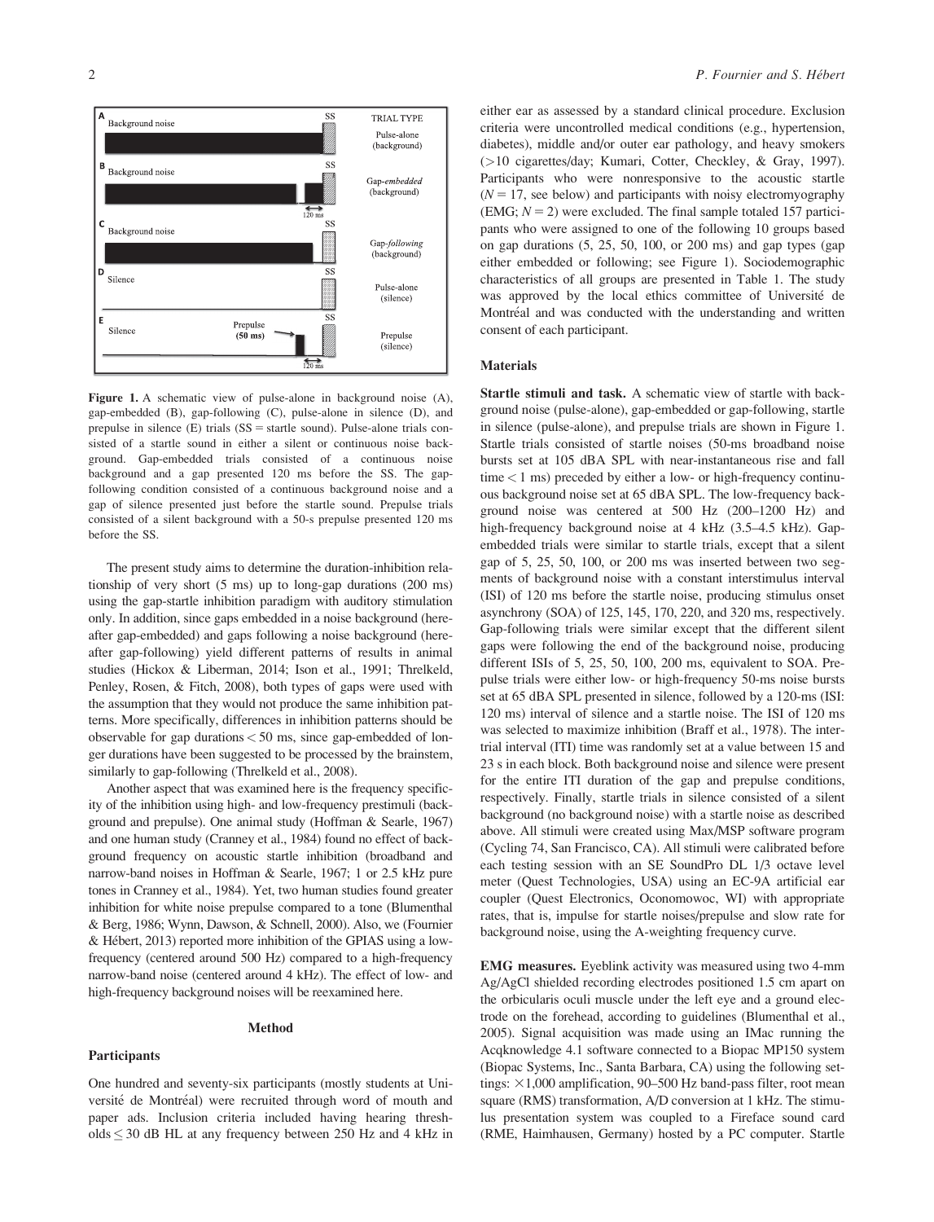Figure 1. A schematic view of pulse-alone in background noise (A), gap-embedded (B), gap-following (C), pulse-alone in silence (D), and prepulse in silence (E) trials (SS = startle sound). Pulse-alone trials consisted of a startle sound in either a silent or continuous noise background. Gap-embedded trials consisted of a continuous noise background and a gap presented 120 ms before the SS. The gap-following condition consisted of a continuous background noise and a gap of silence presented just before the startle sound. Prepulse trials consisted of a silent background with a 50-s prepulse presented 120 ms before the SS.

The present study aims to determine the duration-inhibition relationship of very short (5 ms) up to long-gap durations (200 ms) using the gap-startle inhibition paradigm with auditory stimulation only. In addition, since gaps embedded in a noise background (hereafter gap-embedded) and gaps following a noise background (hereafter gap-following) yield different patterns of results in animal studies (Hickox & Liberman, 2014; Ison et al., 1991; Threlkeld, Penley, Rosen, & Fitch, 2008), both types of gaps were used with the assumption that they would not produce the same inhibition patterns. More specifically, differences in inhibition patterns should be observable for gap durations < 50 ms, since gap-embedded of longer durations have been suggested to be processed by the brainstem, similarly to gap-following (Threlkeld et al., 2008).

Another aspect that was examined here is the frequency specificity of the inhibition using high- and low-frequency prestimuli (background and prepulse). One animal study (Hoffman & Searle, 1967) and one human study (Cranney et al., 1984) found no effect of background frequency on acoustic startle inhibition (broadband and narrow-band noises in Hoffman & Searle, 1967; 1 or 2.5 kHz pure tones in Cranney et al., 1984). Yet, two human studies found greater inhibition for white noise prepulse compared to a tone (Blumenthal & Berg, 1986; Wynn, Dawson, & Schnell, 2000). Also, we (Fournier & Hébert, 2013) reported more inhibition of the GPIAS using a low-frequency (centered around 500 Hz) compared to a high-frequency narrow-band noise (centered around 4 kHz). The effect of low- and high-frequency background noises will be reexamined here.

## Method

### Participants

One hundred and seventy-six participants (mostly students at Université de Montréal) were recruited through word of mouth and paper ads. Inclusion criteria included having hearing thresholds ≤ 30 dB HL at any frequency between 250 Hz and 4 kHz in either ear as assessed by a standard clinical procedure. Exclusion criteria were uncontrolled medical conditions (e.g., hypertension, diabetes), middle and/or outer ear pathology, and heavy smokers (>10 cigarettes/day; Kumari, Cotter, Checkley, & Gray, 1997). Participants who were nonresponsive to the acoustic startle ($N = 17$, see below) and participants with noisy electromyography (EMG; $N = 2$) were excluded. The final sample totaled 157 participants who were assigned to one of the following 10 groups based on gap durations (5, 25, 50, 100, or 200 ms) and gap types (gap either embedded or following; see Figure 1). Sociodemographic characteristics of all groups are presented in Table 1. The study was approved by the local ethics committee of Université de Montréal and was conducted with the understanding and written consent of each participant.

### Materials

**Startle stimuli and task.** A schematic view of startle with background noise (pulse-alone), gap-embedded or gap-following, startle in silence (pulse-alone), and prepulse trials are shown in Figure 1. Startle trials consisted of startle noises (50-ms broadband noise bursts set at 105 dBA SPL with near-instantaneous rise and fall time < 1 ms) preceded by either a low- or high-frequency continuous background noise set at 65 dBA SPL. The low-frequency background noise was centered at 500 Hz (200–1200 Hz) and high-frequency background noise at 4 kHz (3.5–4.5 kHz). Gap-embedded trials were similar to startle trials, except that a silent gap of 5, 25, 50, 100, or 200 ms was inserted between two segments of background noise with a constant interstimulus interval (ISI) of 120 ms before the startle noise, producing stimulus onset asynchrony (SOA) of 125, 145, 170, 220, and 320 ms, respectively. Gap-following trials were similar except that the different silent gaps were following the end of the background noise, producing different ISIs of 5, 25, 50, 100, 200 ms, equivalent to SOA. Prepulse trials were either low- or high-frequency 50-ms noise bursts set at 65 dBA SPL presented in silence, followed by a 120-ms (ISI: 120 ms) interval of silence and a startle noise. The ISI of 120 ms was selected to maximize inhibition (Braff et al., 1978). The intertrial interval (ITI) time was randomly set at a value between 15 and 23 s in each block. Both background noise and silence were present for the entire ITI duration of the gap and prepulse conditions, respectively. Finally, startle trials in silence consisted of a silent background (no background noise) with a startle noise as described above. All stimuli were created using Max/MSP software program (Cycling 74, San Francisco, CA). All stimuli were calibrated before each testing session with an SE SoundPro DL 1/3 octave level meter (Quest Technologies, USA) using an EC-9A artificial ear coupler (Quest Electronics, Oconomowoc, WI) with appropriate rates, that is, impulse for startle noises/prepulse and slow rate for background noise, using the A-weighting frequency curve.

**EMG measures.** Eyeblink activity was measured using two 4-mm Ag/AgCl shielded recording electrodes positioned 1.5 cm apart on the orbicularis oculi muscle under the left eye and a ground electrode on the forehead, according to guidelines (Blumenthal et al., 2005). Signal acquisition was made using an IMac running the Acqknowledge 4.1 software connected to a Biopac MP150 system (Biopac Systems, Inc., Santa Barbara, CA) using the following settings: ×1,000 amplification, 90–500 Hz band-pass filter, root mean square (RMS) transformation, A/D conversion at 1 kHz. The stimulus presentation system was coupled to a Fireface sound card (RME, Haimhausen, Germany) hosted by a PC computer. Startle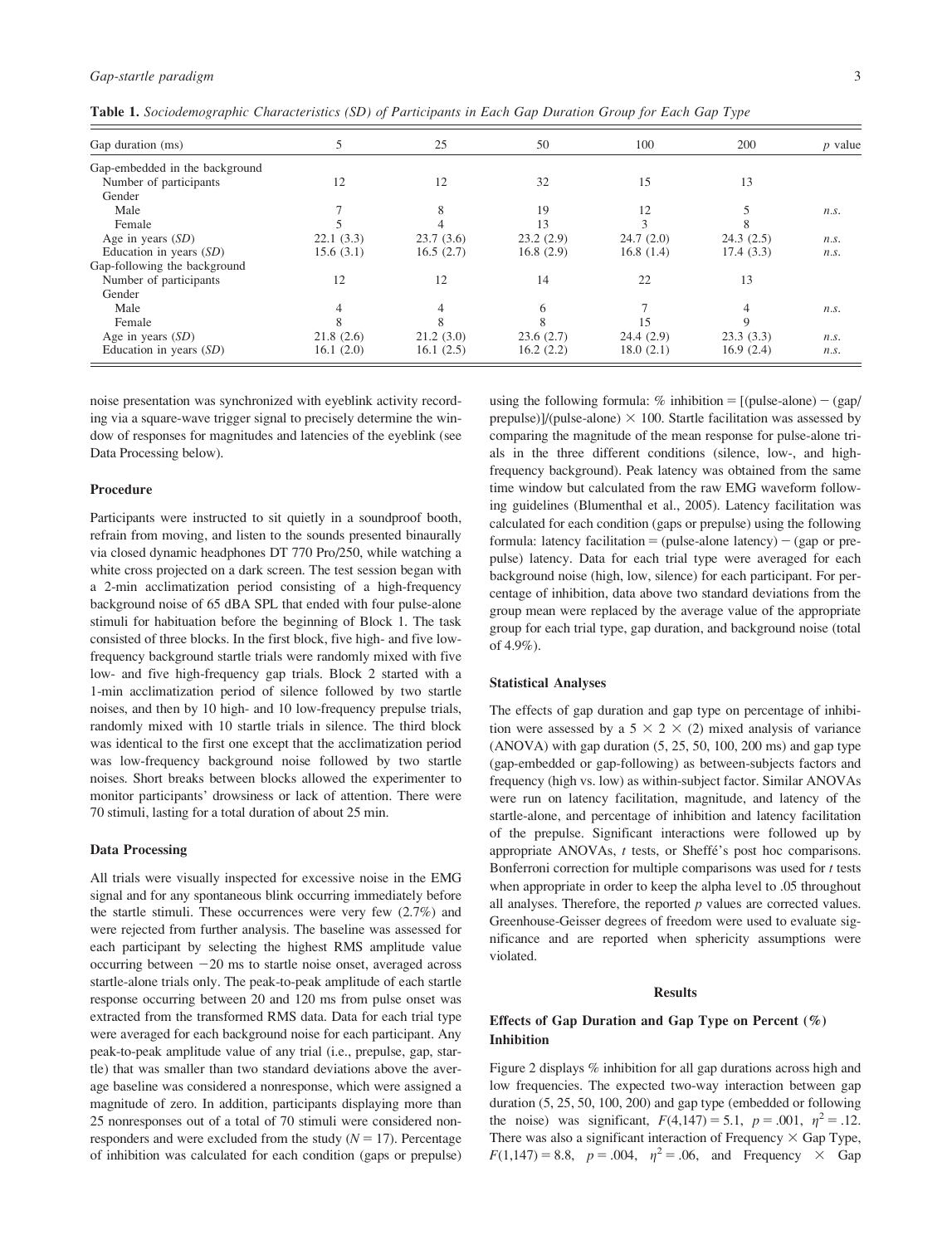**Table 1.** *Sociodemographic Characteristics (SD) of Participants in Each Gap Duration Group for Each Gap Type*

| Gap duration (ms) | 5 | 25 | 50 | 100 | 200 | *p* value |
|---|---|---|---|---|---|---|
| Gap-embedded in the background | | | | | | |
| Number of participants | 12 | 12 | 32 | 15 | 13 | |
| Gender | | | | | | |
| Male | 7 | 8 | 19 | 12 | 5 | *n.s.* |
| Female | 5 | 4 | 13 | 3 | 8 | |
| Age in years (*SD*) | 22.1 (3.3) | 23.7 (3.6) | 23.2 (2.9) | 24.7 (2.0) | 24.3 (2.5) | *n.s.* |
| Education in years (*SD*) | 15.6 (3.1) | 16.5 (2.7) | 16.8 (2.9) | 16.8 (1.4) | 17.4 (3.3) | *n.s.* |
| Gap-following the background | | | | | | |
| Number of participants | 12 | 12 | 14 | 22 | 13 | |
| Gender | | | | | | |
| Male | 4 | 4 | 6 | 7 | 4 | *n.s.* |
| Female | 8 | 8 | 8 | 15 | 9 | |
| Age in years (*SD*) | 21.8 (2.6) | 21.2 (3.0) | 23.6 (2.7) | 24.4 (2.9) | 23.3 (3.3) | *n.s.* |
| Education in years (*SD*) | 16.1 (2.0) | 16.1 (2.5) | 16.2 (2.2) | 18.0 (2.1) | 16.9 (2.4) | *n.s.* |

noise presentation was synchronized with eyeblink activity recording via a square-wave trigger signal to precisely determine the window of responses for magnitudes and latencies of the eyeblink (see Data Processing below).

### Procedure

Participants were instructed to sit quietly in a soundproof booth, refrain from moving, and listen to the sounds presented binaurally via closed dynamic headphones DT 770 Pro/250, while watching a white cross projected on a dark screen. The test session began with a 2-min acclimatization period consisting of a high-frequency background noise of 65 dBA SPL that ended with four pulse-alone stimuli for habituation before the beginning of Block 1. The task consisted of three blocks. In the first block, five high- and five low-frequency background startle trials were randomly mixed with five low- and five high-frequency gap trials. Block 2 started with a 1-min acclimatization period of silence followed by two startle noises, and then by 10 high- and 10 low-frequency prepulse trials, randomly mixed with 10 startle trials in silence. The third block was identical to the first one except that the acclimatization period was low-frequency background noise followed by two startle noises. Short breaks between blocks allowed the experimenter to monitor participants' drowsiness or lack of attention. There were 70 stimuli, lasting for a total duration of about 25 min.

### Data Processing

All trials were visually inspected for excessive noise in the EMG signal and for any spontaneous blink occurring immediately before the startle stimuli. These occurrences were very few (2.7%) and were rejected from further analysis. The baseline was assessed for each participant by selecting the highest RMS amplitude value occurring between −20 ms to startle noise onset, averaged across startle-alone trials only. The peak-to-peak amplitude of each startle response occurring between 20 and 120 ms from pulse onset was extracted from the transformed RMS data. Data for each trial type were averaged for each background noise for each participant. Any peak-to-peak amplitude value of any trial (i.e., prepulse, gap, startle) that was smaller than two standard deviations above the average baseline was considered a nonresponse, which were assigned a magnitude of zero. In addition, participants displaying more than 25 nonresponses out of a total of 70 stimuli were considered nonresponders and were excluded from the study ($N = 17$). Percentage of inhibition was calculated for each condition (gaps or prepulse) using the following formula: % inhibition = [(pulse-alone) − (gap/prepulse)]/(pulse-alone) × 100. Startle facilitation was assessed by comparing the magnitude of the mean response for pulse-alone trials in the three different conditions (silence, low-, and high-frequency background). Peak latency was obtained from the same time window but calculated from the raw EMG waveform following guidelines (Blumenthal et al., 2005). Latency facilitation was calculated for each condition (gaps or prepulse) using the following formula: latency facilitation = (pulse-alone latency) − (gap or prepulse) latency. Data for each trial type were averaged for each background noise (high, low, silence) for each participant. For percentage of inhibition, data above two standard deviations from the group mean were replaced by the average value of the appropriate group for each trial type, gap duration, and background noise (total of 4.9%).

### Statistical Analyses

The effects of gap duration and gap type on percentage of inhibition were assessed by a 5 × 2 × (2) mixed analysis of variance (ANOVA) with gap duration (5, 25, 50, 100, 200 ms) and gap type (gap-embedded or gap-following) as between-subjects factors and frequency (high vs. low) as within-subject factor. Similar ANOVAs were run on latency facilitation, magnitude, and latency of the startle-alone, and percentage of inhibition and latency facilitation of the prepulse. Significant interactions were followed up by appropriate ANOVAs, *t* tests, or Sheffé's post hoc comparisons. Bonferroni correction for multiple comparisons was used for *t* tests when appropriate in order to keep the alpha level to .05 throughout all analyses. Therefore, the reported *p* values are corrected values. Greenhouse-Geisser degrees of freedom were used to evaluate significance and are reported when sphericity assumptions were violated.

## Results

### Effects of Gap Duration and Gap Type on Percent (%) Inhibition

Figure 2 displays % inhibition for all gap durations across high and low frequencies. The expected two-way interaction between gap duration (5, 25, 50, 100, 200) and gap type (embedded or following the noise) was significant, $F(4,147) = 5.1$, $p = .001$, $\eta^2 = .12$. There was also a significant interaction of Frequency × Gap Type, $F(1,147) = 8.8$, $p = .004$, $\eta^2 = .06$, and Frequency × Gap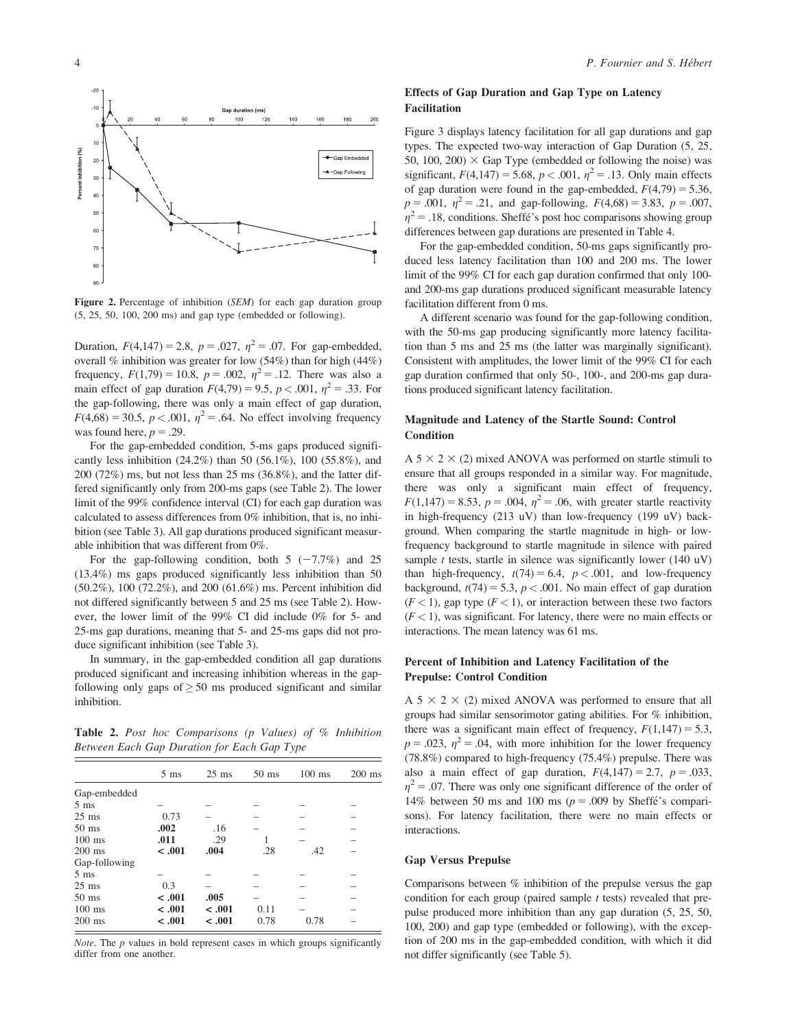Figure 2. Percentage of inhibition (*SEM*) for each gap duration group (5, 25, 50, 100, 200 ms) and gap type (embedded or following).

Duration, $F(4,147) = 2.8$, $p = .027$, $\eta^2 = .07$. For gap-embedded, overall % inhibition was greater for low (54%) than for high (44%) frequency, $F(1,79) = 10.8$, $p = .002$, $\eta^2 = .12$. There was also a main effect of gap duration $F(4,79) = 9.5$, $p < .001$, $\eta^2 = .33$. For the gap-following, there was only a main effect of gap duration, $F(4,68) = 30.5$, $p < .001$, $\eta^2 = .64$. No effect involving frequency was found here, $p = .29$.

For the gap-embedded condition, 5-ms gaps produced significantly less inhibition (24.2%) than 50 (56.1%), 100 (55.8%), and 200 (72%) ms, but not less than 25 ms (36.8%), and the latter differed significantly only from 200-ms gaps (see Table 2). The lower limit of the 99% confidence interval (CI) for each gap duration was calculated to assess differences from 0% inhibition, that is, no inhibition (see Table 3). All gap durations produced significant measurable inhibition that was different from 0%.

For the gap-following condition, both 5 (−7.7%) and 25 (13.4%) ms gaps produced significantly less inhibition than 50 (50.2%), 100 (72.2%), and 200 (61.6%) ms. Percent inhibition did not differ significantly between 5 and 25 ms (see Table 2). However, the lower limit of the 99% CI did include 0% for 5- and 25-ms gap durations, meaning that 5- and 25-ms gaps did not produce significant inhibition (see Table 3).

In summary, in the gap-embedded condition all gap durations produced significant and increasing inhibition whereas in the gap-following only gaps of $\geq 50$ ms produced significant and similar inhibition.

**Table 2.** *Post hoc Comparisons (p Values) of % Inhibition Between Each Gap Duration for Each Gap Type*

| | 5 ms | 25 ms | 50 ms | 100 ms | 200 ms |
|---|---|---|---|---|---|
| Gap-embedded | | | | | |
| 5 ms | – | – | – | – | – |
| 25 ms | 0.73 | – | – | – | – |
| 50 ms | **.002** | .16 | – | – | – |
| 100 ms | **.011** | .29 | 1 | – | – |
| 200 ms | **< .001** | **.004** | .28 | .42 | – |
| Gap-following | | | | | |
| 5 ms | – | – | – | – | – |
| 25 ms | 0.3 | – | – | – | – |
| 50 ms | **< .001** | **.005** | – | – | – |
| 100 ms | **< .001** | **< .001** | 0.11 | – | – |
| 200 ms | **< .001** | **< .001** | 0.78 | 0.78 | – |

*Note*. The *p* values in bold represent cases in which groups significantly differ from one another.

### Effects of Gap Duration and Gap Type on Latency Facilitation

Figure 3 displays latency facilitation for all gap durations and gap types. The expected two-way interaction of Gap Duration (5, 25, 50, 100, 200) × Gap Type (embedded or following the noise) was significant, $F(4,147) = 5.68$, $p < .001$, $\eta^2 = .13$. Only main effects of gap duration were found in the gap-embedded, $F(4,79) = 5.36$, $p = .001$, $\eta^2 = .21$, and gap-following, $F(4,68) = 3.83$, $p = .007$, $\eta^2 = .18$, conditions. Sheffé's post hoc comparisons showing group differences between gap durations are presented in Table 4.

For the gap-embedded condition, 50-ms gaps significantly produced less latency facilitation than 100 and 200 ms. The lower limit of the 99% CI for each gap duration confirmed that only 100- and 200-ms gap durations produced significant measurable latency facilitation different from 0 ms.

A different scenario was found for the gap-following condition, with the 50-ms gap producing significantly more latency facilitation than 5 ms and 25 ms (the latter was marginally significant). Consistent with amplitudes, the lower limit of the 99% CI for each gap duration confirmed that only 50-, 100-, and 200-ms gap durations produced significant latency facilitation.

### Magnitude and Latency of the Startle Sound: Control Condition

A 5 × 2 × (2) mixed ANOVA was performed on startle stimuli to ensure that all groups responded in a similar way. For magnitude, there was only a significant main effect of frequency, $F(1,147) = 8.53$, $p = .004$, $\eta^2 = .06$, with greater startle reactivity in high-frequency (213 uV) than low-frequency (199 uV) background. When comparing the startle magnitude in high- or low-frequency background to startle magnitude in silence with paired sample *t* tests, startle in silence was significantly lower (140 uV) than high-frequency, $t(74) = 6.4$, $p < .001$, and low-frequency background, $t(74) = 5.3$, $p < .001$. No main effect of gap duration ($F < 1$), gap type ($F < 1$), or interaction between these two factors ($F < 1$), was significant. For latency, there were no main effects or interactions. The mean latency was 61 ms.

### Percent of Inhibition and Latency Facilitation of the Prepulse: Control Condition

A 5 × 2 × (2) mixed ANOVA was performed to ensure that all groups had similar sensorimotor gating abilities. For % inhibition, there was a significant main effect of frequency, $F(1,147) = 5.3$, $p = .023$, $\eta^2 = .04$, with more inhibition for the lower frequency (78.8%) compared to high-frequency (75.4%) prepulse. There was also a main effect of gap duration, $F(4,147) = 2.7$, $p = .033$, $\eta^2 = .07$. There was only one significant difference of the order of 14% between 50 ms and 100 ms ($p = .009$ by Sheffé's comparisons). For latency facilitation, there were no main effects or interactions.

### Gap Versus Prepulse

Comparisons between % inhibition of the prepulse versus the gap condition for each group (paired sample *t* tests) revealed that prepulse produced more inhibition than any gap duration (5, 25, 50, 100, 200) and gap type (embedded or following), with the exception of 200 ms in the gap-embedded condition, with which it did not differ significantly (see Table 5).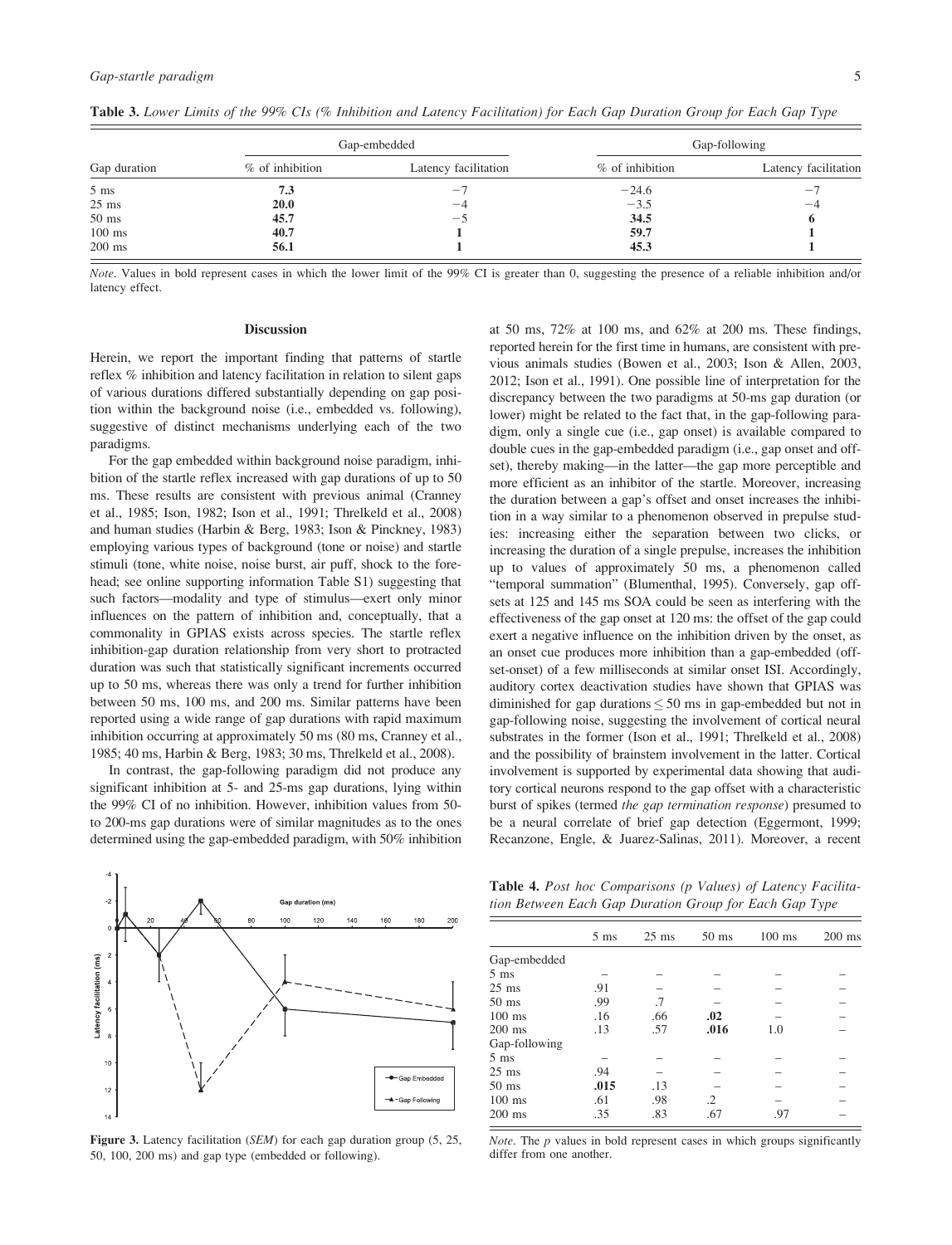**Table 3.** *Lower Limits of the 99% CIs (% Inhibition and Latency Facilitation) for Each Gap Duration Group for Each Gap Type*

| Gap duration | Gap-embedded | | Gap-following | |
|---|---|---|---|---|
| | % of inhibition | Latency facilitation | % of inhibition | Latency facilitation |
| 5 ms | **7.3** | −7 | −24.6 | −7 |
| 25 ms | **20.0** | −4 | −3.5 | −4 |
| 50 ms | **45.7** | −5 | **34.5** | **6** |
| 100 ms | **40.7** | **1** | **59.7** | **1** |
| 200 ms | **56.1** | **1** | **45.3** | **1** |

*Note*. Values in bold represent cases in which the lower limit of the 99% CI is greater than 0, suggesting the presence of a reliable inhibition and/or latency effect.

## Discussion

Herein, we report the important finding that patterns of startle reflex % inhibition and latency facilitation in relation to silent gaps of various durations differed substantially depending on gap position within the background noise (i.e., embedded vs. following), suggestive of distinct mechanisms underlying each of the two paradigms.

For the gap embedded within background noise paradigm, inhibition of the startle reflex increased with gap durations of up to 50 ms. These results are consistent with previous animal (Cranney et al., 1985; Ison, 1982; Ison et al., 1991; Threlkeld et al., 2008) and human studies (Harbin & Berg, 1983; Ison & Pinckney, 1983) employing various types of background (tone or noise) and startle stimuli (tone, white noise, noise burst, air puff, shock to the forehead; see online supporting information Table S1) suggesting that such factors—modality and type of stimulus—exert only minor influences on the pattern of inhibition and, conceptually, that a commonality in GPIAS exists across species. The startle reflex inhibition-gap duration relationship from very short to protracted duration was such that statistically significant increments occurred up to 50 ms, whereas there was only a trend for further inhibition between 50 ms, 100 ms, and 200 ms. Similar patterns have been reported using a wide range of gap durations with rapid maximum inhibition occurring at approximately 50 ms (80 ms, Cranney et al., 1985; 40 ms, Harbin & Berg, 1983; 30 ms, Threlkeld et al., 2008).

In contrast, the gap-following paradigm did not produce any significant inhibition at 5- and 25-ms gap durations, lying within the 99% CI of no inhibition. However, inhibition values from 50- to 200-ms gap durations were of similar magnitudes as to the ones determined using the gap-embedded paradigm, with 50% inhibition at 50 ms, 72% at 100 ms, and 62% at 200 ms. These findings, reported herein for the first time in humans, are consistent with previous animals studies (Bowen et al., 2003; Ison & Allen, 2003, 2012; Ison et al., 1991). One possible line of interpretation for the discrepancy between the two paradigms at 50-ms gap duration (or lower) might be related to the fact that, in the gap-following paradigm, only a single cue (i.e., gap onset) is available compared to double cues in the gap-embedded paradigm (i.e., gap onset and offset), thereby making—in the latter—the gap more perceptible and more efficient as an inhibitor of the startle. Moreover, increasing the duration between a gap's offset and onset increases the inhibition in a way similar to a phenomenon observed in prepulse studies: increasing either the separation between two clicks, or increasing the duration of a single prepulse, increases the inhibition up to values of approximately 50 ms, a phenomenon called "temporal summation" (Blumenthal, 1995). Conversely, gap offsets at 125 and 145 ms SOA could be seen as interfering with the effectiveness of the gap onset at 120 ms: the offset of the gap could exert a negative influence on the inhibition driven by the onset, as an onset cue produces more inhibition than a gap-embedded (offset-onset) of a few milliseconds at similar onset ISI. Accordingly, auditory cortex deactivation studies have shown that GPIAS was diminished for gap durations ≤ 50 ms in gap-embedded but not in gap-following noise, suggesting the involvement of cortical neural substrates in the former (Ison et al., 1991; Threlkeld et al., 2008) and the possibility of brainstem involvement in the latter. Cortical involvement is supported by experimental data showing that auditory cortical neurons respond to the gap offset with a characteristic burst of spikes (termed *the gap termination response*) presumed to be a neural correlate of brief gap detection (Eggermont, 1999; Recanzone, Engle, & Juarez-Salinas, 2011). Moreover, a recent

**Figure 3.** Latency facilitation (*SEM*) for each gap duration group (5, 25, 50, 100, 200 ms) and gap type (embedded or following).

**Table 4.** *Post hoc Comparisons (p Values) of Latency Facilitation Between Each Gap Duration Group for Each Gap Type*

| | 5 ms | 25 ms | 50 ms | 100 ms | 200 ms |
|---|---|---|---|---|---|
| Gap-embedded | | | | | |
| 5 ms | – | – | – | – | – |
| 25 ms | .91 | – | – | – | – |
| 50 ms | .99 | .7 | – | – | – |
| 100 ms | .16 | .66 | **.02** | – | – |
| 200 ms | .13 | .57 | **.016** | 1.0 | – |
| Gap-following | | | | | |
| 5 ms | – | – | – | – | – |
| 25 ms | .94 | – | – | – | – |
| 50 ms | **.015** | .13 | – | – | – |
| 100 ms | .61 | .98 | .2 | – | – |
| 200 ms | .35 | .83 | .67 | .97 | – |

*Note*. The *p* values in bold represent cases in which groups significantly differ from one another.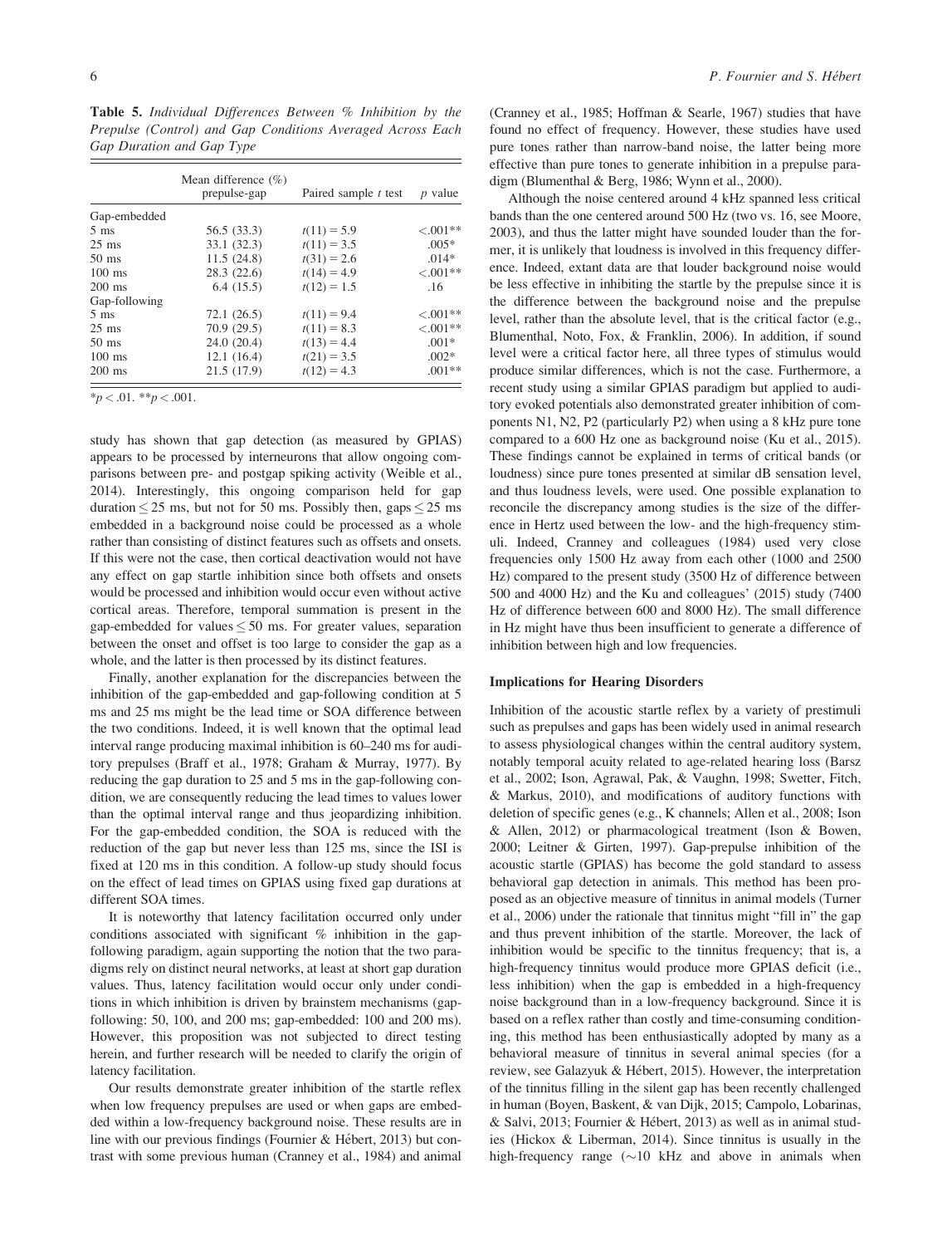**Table 5.** *Individual Differences Between % Inhibition by the Prepulse (Control) and Gap Conditions Averaged Across Each Gap Duration and Gap Type*

| | Mean difference (%) prepulse-gap | Paired sample *t* test | *p* value |
|---|---|---|---|
| Gap-embedded | | | |
| 5 ms | 56.5 (33.3) | $t(11) = 5.9$ | <.001** |
| 25 ms | 33.1 (32.3) | $t(11) = 3.5$ | .005* |
| 50 ms | 11.5 (24.8) | $t(31) = 2.6$ | .014* |
| 100 ms | 28.3 (22.6) | $t(14) = 4.9$ | <.001** |
| 200 ms | 6.4 (15.5) | $t(12) = 1.5$ | .16 |
| Gap-following | | | |
| 5 ms | 72.1 (26.5) | $t(11) = 9.4$ | <.001** |
| 25 ms | 70.9 (29.5) | $t(11) = 8.3$ | <.001** |
| 50 ms | 24.0 (20.4) | $t(13) = 4.4$ | .001* |
| 100 ms | 12.1 (16.4) | $t(21) = 3.5$ | .002* |
| 200 ms | 21.5 (17.9) | $t(12) = 4.3$ | .001** |

*$p < .01$. **$p < .001$.

study has shown that gap detection (as measured by GPIAS) appears to be processed by interneurons that allow ongoing comparisons between pre- and postgap spiking activity (Weible et al., 2014). Interestingly, this ongoing comparison held for gap duration ≤ 25 ms, but not for 50 ms. Possibly then, gaps ≤ 25 ms embedded in a background noise could be processed as a whole rather than consisting of distinct features such as offsets and onsets. If this were not the case, then cortical deactivation would not have any effect on gap startle inhibition since both offsets and onsets would be processed and inhibition would occur even without active cortical areas. Therefore, temporal summation is present in the gap-embedded for values ≤ 50 ms. For greater values, separation between the onset and offset is too large to consider the gap as a whole, and the latter is then processed by its distinct features.

Finally, another explanation for the discrepancies between the inhibition of the gap-embedded and gap-following condition at 5 ms and 25 ms might be the lead time or SOA difference between the two conditions. Indeed, it is well known that the optimal lead interval range producing maximal inhibition is 60–240 ms for auditory prepulses (Braff et al., 1978; Graham & Murray, 1977). By reducing the gap duration to 25 and 5 ms in the gap-following condition, we are consequently reducing the lead times to values lower than the optimal interval range and thus jeopardizing inhibition. For the gap-embedded condition, the SOA is reduced with the reduction of the gap but never less than 125 ms, since the ISI is fixed at 120 ms in this condition. A follow-up study should focus on the effect of lead times on GPIAS using fixed gap durations at different SOA times.

It is noteworthy that latency facilitation occurred only under conditions associated with significant % inhibition in the gap-following paradigm, again supporting the notion that the two paradigms rely on distinct neural networks, at least at short gap duration values. Thus, latency facilitation would occur only under conditions in which inhibition is driven by brainstem mechanisms (gap-following: 50, 100, and 200 ms; gap-embedded: 100 and 200 ms). However, this proposition was not subjected to direct testing herein, and further research will be needed to clarify the origin of latency facilitation.

Our results demonstrate greater inhibition of the startle reflex when low frequency prepulses are used or when gaps are embedded within a low-frequency background noise. These results are in line with our previous findings (Fournier & Hébert, 2013) but contrast with some previous human (Cranney et al., 1984) and animal (Cranney et al., 1985; Hoffman & Searle, 1967) studies that have found no effect of frequency. However, these studies have used pure tones rather than narrow-band noise, the latter being more effective than pure tones to generate inhibition in a prepulse paradigm (Blumenthal & Berg, 1986; Wynn et al., 2000).

Although the noise centered around 4 kHz spanned less critical bands than the one centered around 500 Hz (two vs. 16, see Moore, 2003), and thus the latter might have sounded louder than the former, it is unlikely that loudness is involved in this frequency difference. Indeed, extant data are that louder background noise would be less effective in inhibiting the startle by the prepulse since it is the difference between the background noise and the prepulse level, rather than the absolute level, that is the critical factor (e.g., Blumenthal, Noto, Fox, & Franklin, 2006). In addition, if sound level were a critical factor here, all three types of stimulus would produce similar differences, which is not the case. Furthermore, a recent study using a similar GPIAS paradigm but applied to auditory evoked potentials also demonstrated greater inhibition of components N1, N2, P2 (particularly P2) when using a 8 kHz pure tone compared to a 600 Hz one as background noise (Ku et al., 2015). These findings cannot be explained in terms of critical bands (or loudness) since pure tones presented at similar dB sensation level, and thus loudness levels, were used. One possible explanation to reconcile the discrepancy among studies is the size of the difference in Hertz used between the low- and the high-frequency stimuli. Indeed, Cranney and colleagues (1984) used very close frequencies only 1500 Hz away from each other (1000 and 2500 Hz) compared to the present study (3500 Hz of difference between 500 and 4000 Hz) and the Ku and colleagues' (2015) study (7400 Hz of difference between 600 and 8000 Hz). The small difference in Hz might have thus been insufficient to generate a difference of inhibition between high and low frequencies.

### Implications for Hearing Disorders

Inhibition of the acoustic startle reflex by a variety of prestimuli such as prepulses and gaps has been widely used in animal research to assess physiological changes within the central auditory system, notably temporal acuity related to age-related hearing loss (Barsz et al., 2002; Ison, Agrawal, Pak, & Vaughn, 1998; Swetter, Fitch, & Markus, 2010), and modifications of auditory functions with deletion of specific genes (e.g., K channels; Allen et al., 2008; Ison & Allen, 2012) or pharmacological treatment (Ison & Bowen, 2000; Leitner & Girten, 1997). Gap-prepulse inhibition of the acoustic startle (GPIAS) has become the gold standard to assess behavioral gap detection in animals. This method has been proposed as an objective measure of tinnitus in animal models (Turner et al., 2006) under the rationale that tinnitus might "fill in" the gap and thus prevent inhibition of the startle. Moreover, the lack of inhibition would be specific to the tinnitus frequency; that is, a high-frequency tinnitus would produce more GPIAS deficit (i.e., less inhibition) when the gap is embedded in a high-frequency noise background than in a low-frequency background. Since it is based on a reflex rather than costly and time-consuming conditioning, this method has been enthusiastically adopted by many as a behavioral measure of tinnitus in several animal species (for a review, see Galazyuk & Hébert, 2015). However, the interpretation of the tinnitus filling in the silent gap has been recently challenged in human (Boyen, Baskent, & van Dijk, 2015; Campolo, Lobarinas, & Salvi, 2013; Fournier & Hébert, 2013) as well as in animal studies (Hickox & Liberman, 2014). Since tinnitus is usually in the high-frequency range (~10 kHz and above in animals when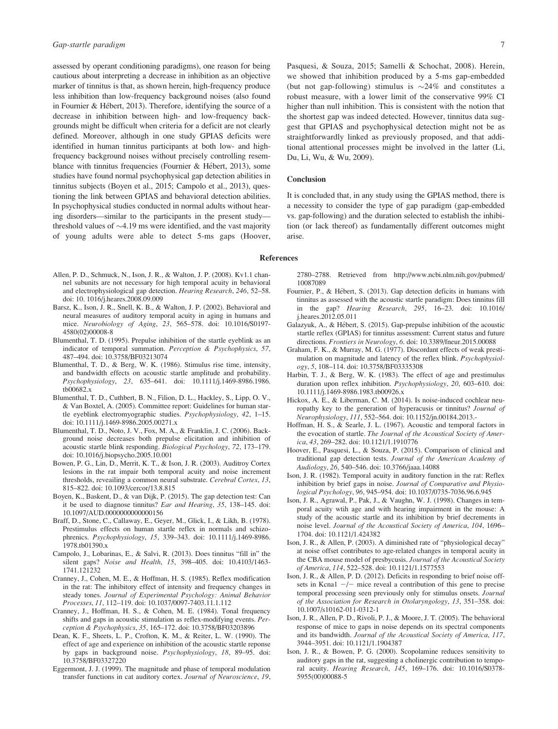assessed by operant conditioning paradigms), one reason for being cautious about interpreting a decrease in inhibition as an objective marker of tinnitus is that, as shown herein, high-frequency produce less inhibition than low-frequency background noises (also found in Fournier & Hébert, 2013). Therefore, identifying the source of a decrease in inhibition between high- and low-frequency backgrounds might be difficult when criteria for a deficit are not clearly defined. Moreover, although in one study GPIAS deficits were identified in human tinnitus participants at both low- and high-frequency background noises without precisely controlling resemblance with tinnitus frequencies (Fournier & Hébert, 2013), some studies have found normal psychophysical gap detection abilities in tinnitus subjects (Boyen et al., 2015; Campolo et al., 2013), questioning the link between GPIAS and behavioral detection abilities. In psychophysical studies conducted in normal adults without hearing disorders—similar to the participants in the present study—threshold values of ~4.19 ms were identified, and the vast majority of young adults were able to detect 5-ms gaps (Hoover, Pasquesi, & Souza, 2015; Samelli & Schochat, 2008). Herein, we showed that inhibition produced by a 5-ms gap-embedded (but not gap-following) stimulus is ~24% and constitutes a robust measure, with a lower limit of the conservative 99% CI higher than null inhibition. This is consistent with the notion that the shortest gap was indeed detected. However, tinnitus data suggest that GPIAS and psychophysical detection might not be as straightforwardly linked as previously proposed, and that additional attentional processes might be involved in the latter (Li, Du, Li, Wu, & Wu, 2009).

## Conclusion

It is concluded that, in any study using the GPIAS method, there is a necessity to consider the type of gap paradigm (gap-embedded vs. gap-following) and the duration selected to establish the inhibition (or lack thereof) as fundamentally different outcomes might arise.

## References

Allen, P. D., Schmuck, N., Ison, J. R., & Walton, J. P. (2008). Kv1.1 channel subunits are not necessary for high temporal acuity in behavioral and electrophysiological gap detection. *Hearing Research*, *246*, 52–58. doi: 10. 1016/j.heares.2008.09.009

Barsz, K., Ison, J. R., Snell, K. B., & Walton, J. P. (2002). Behavioral and neural measures of auditory temporal acuity in aging in humans and mice. *Neurobiology of Aging*, *23*, 565–578. doi: 10.1016/S0197-4580(02)00008-8

Blumenthal, T. D. (1995). Prepulse inhibition of the startle eyeblink as an indicator of temporal summation. *Perception & Psychophysics*, *57*, 487–494. doi: 10.3758/BF03213074

Blumenthal, T. D., & Berg, W. K. (1986). Stimulus rise time, intensity, and bandwidth effects on acoustic startle amplitude and probability. *Psychophysiology*, *23*, 635–641. doi: 10.1111/j.1469-8986.1986.tb00682.x

Blumenthal, T. D., Cuthbert, B. N., Filion, D. L., Hackley, S., Lipp, O. V., & Van Boxtel, A. (2005). Committee report: Guidelines for human startle eyeblink electromyographic studies. *Psychophysiology*, *42*, 1–15. doi: 10.1111/j.1469-8986.2005.00271.x

Blumenthal, T. D., Noto, J. V., Fox, M. A., & Franklin, J. C. (2006). Background noise decreases both prepulse elicitation and inhibition of acoustic startle blink responding. *Biological Psychology*, *72*, 173–179. doi: 10.1016/j.biopsycho.2005.10.001

Bowen, P. G., Lin, D., Merrit, K. T., & Ison, J. R. (2003). Auditroy Cortex lesions in the rat impair both temporal acuity and noise increment thresholds, reveailing a common neural substrate. *Cerebral Cortex*, *13*, 815–822. doi: 10.1093/cercor/13.8.815

Boyen, K., Baskent, D., & van Dijk, P. (2015). The gap detection test: Can it be used to diagnose tinnitus? *Ear and Hearing*, *35*, 138–145. doi: 10.1097/AUD.0000000000000156

Braff, D., Stone, C., Callaway, E., Geyer, M., Glick, I., & Likh, B. (1978). Prestimulus effects on human startle reflex in normals and schizophrenics. *Psychophysiology*, *15*, 339–343. doi: 10.1111/j.1469-8986.1978.tb01390.x

Campolo, J., Lobarinas, E., & Salvi, R. (2013). Does tinnitus "fill in" the silent gaps? *Noise and Health*, *15*, 398–405. doi: 10.4103/1463-1741.121232

Cranney, J., Cohen, M. E., & Hoffman, H. S. (1985). Reflex modification in the rat: The inhibitory effect of intensity and frequency changes in steady tones. *Journal of Experimental Psychology: Animal Behavior Processes*, *11*, 112–119. doi: 10.1037/0097-7403.11.1.112

Cranney, J., Hoffman, H. S., & Cohen, M. E. (1984). Tonal frequency shifts and gaps in acoustic stimulation as reflex-modifying events. *Perception & Psychophysics*, *35*, 165–172. doi: 10.3758/BF03203896

Dean, K. F., Sheets, L. P., Crofton, K. M., & Reiter, L. W. (1990). The effect of age and experience on inhibition of the acoustic startle reponse by gaps in background noise. *Psychophysiology*, *18*, 89–95. doi: 10.3758/BF03327220

Eggermont, J. J. (1999). The magnitude and phase of temporal modulation transfer functions in cat auditory cortex. *Journal of Neuroscience*, *19*, 2780–2788. Retrieved from http://www.ncbi.nlm.nih.gov/pubmed/10087089

Fournier, P., & Hébert, S. (2013). Gap detection deficits in humans with tinnitus as assessed with the acoustic startle paradigm: Does tinnitus fill in the gap? *Hearing Research*, *295*, 16–23. doi: 10.1016/j.heares.2012.05.011

Galazyuk, A., & Hébert, S. (2015). Gap-prepulse inhibition of the acoustic startle reflex (GPIAS) for tinnitus assessment: Current status and future directions. *Frontiers in Neurology*, *6*. doi: 10.3389/fneur.2015.00088

Graham, F. K., & Murray, M. G. (1977). Discordant effects of weak prestimulation on magnitude and latency of the reflex blink. *Psychophysiology*, *5*, 108–114. doi: 10.3758/BF03335308

Harbin, T. J., & Berg, W. K. (1983). The effect of age and prestimulus duration upon reflex inhibition. *Psychophysiology*, *20*, 603–610. doi: 10.1111/j.1469-8986.1983.tb00926.x

Hickox, A. E., & Liberman, C. M. (2014). Is noise-induced cochlear neuropathy key to the generation of hyperacusis or tinnitus? *Journal of Neurophysiology*, *111*, 552–564. doi: 10.1152/jn.00184.2013.-

Hoffman, H. S., & Searle, J. L. (1967). Acoustic and temporal factors in the evocation of startle. *The Journal of the Acoustical Society of America*, *43*, 269–282. doi: 10.1121/1.1910776

Hoover, E., Pasquesi, L., & Souza, P. (2015). Comparison of clinical and traditional gap detection tests. *Journal of the American Academy of Audiology*, *26*, 540–546. doi: 10.3766/jaaa.14088

Ison, J. R. (1982). Temporal acuity in auditory function in the rat: Reflex inhibition by brief gaps in noise. *Journal of Comparative and Physiological Psychology*, *96*, 945–954. doi: 10.1037/0735-7036.96.6.945

Ison, J. R., Agrawal, P., Pak, J., & Vaughn, W. J. (1998). Changes in temporal acuity wtih age and with hearing impairment in the mouse: A study of the acoustic startle and its inhibition by brief decrements in noise level. *Journal of the Acoustical Society of America*, *104*, 1696–1704. doi: 10.1121/1.424382

Ison, J. R., & Allen, P. (2003). A diminished rate of "physiological decay" at noise offset contributes to age-related changes in temporal acuity in the CBA mouse model of presbycusis. *Journal of the Acoustical Society of America*, *114*, 522–528. doi: 10.1121/1.1577553

Ison, J. R., & Allen, P. D. (2012). Deficits in responding to brief noise offsets in Kcna1 $-/-$ mice reveal a contribution of this gene to precise temporal processing seen previously only for stimulus onsets. *Journal of the Association for Research in Otolaryngology*, *13*, 351–358. doi: 10.1007/s10162-011-0312-1

Ison, J. R., Allen, P. D., Rivoli, P. J., & Moore, J. T. (2005). The behavioral response of mice to gaps in noise depends on its spectral components and its bandwidth. *Journal of the Acoustical Society of America*, *117*, 3944–3951. doi: 10.1121/1.1904387

Ison, J. R., & Bowen, P. G. (2000). Scopolamine reduces sensitivity to auditory gaps in the rat, suggesting a cholinergic contribution to temporal acuity. *Hearing Research*, *145*, 169–176. doi: 10.1016/S0378-5955(00)00088-5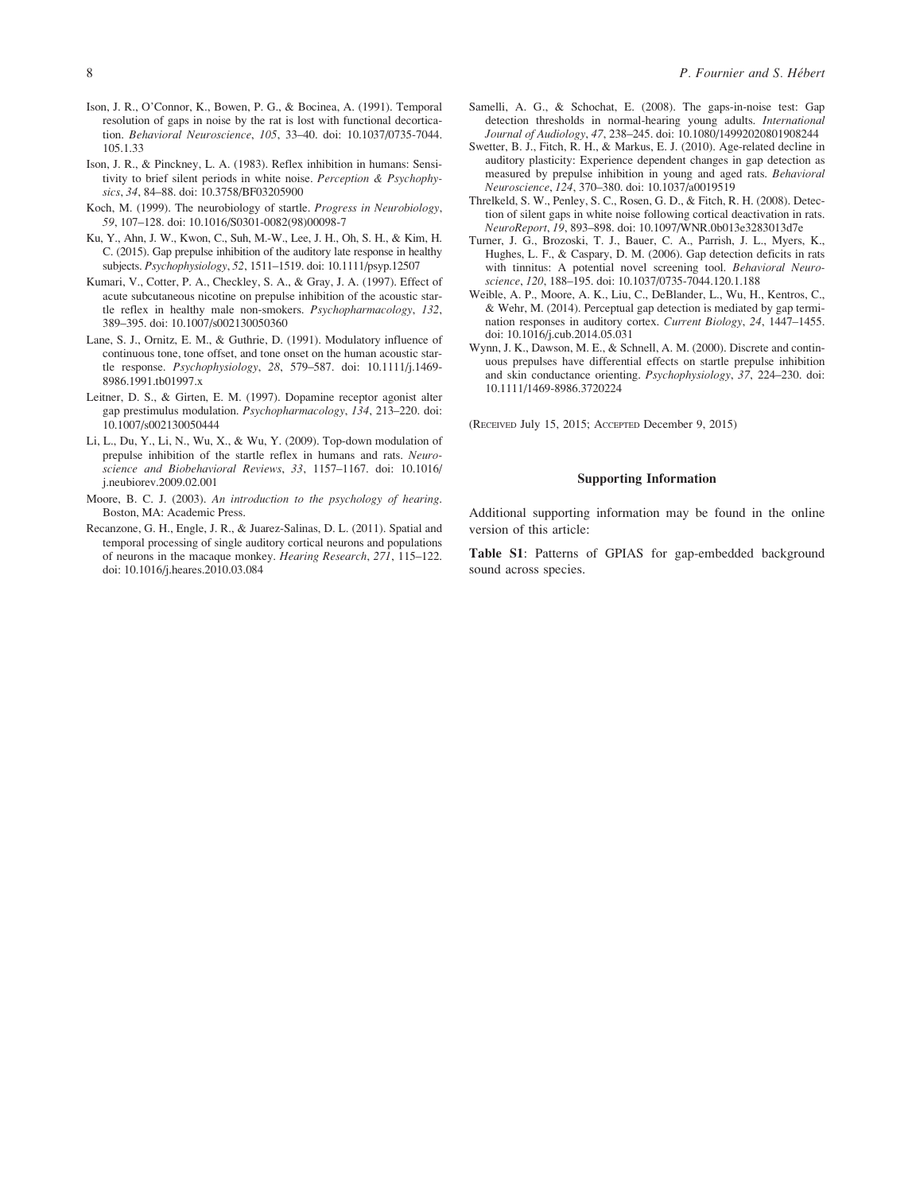Ison, J. R., O'Connor, K., Bowen, P. G., & Bocinea, A. (1991). Temporal resolution of gaps in noise by the rat is lost with functional decortication. *Behavioral Neuroscience*, *105*, 33–40. doi: 10.1037/0735-7044.105.1.33

Ison, J. R., & Pinckney, L. A. (1983). Reflex inhibition in humans: Sensitivity to brief silent periods in white noise. *Perception & Psychophysics*, *34*, 84–88. doi: 10.3758/BF03205900

Koch, M. (1999). The neurobiology of startle. *Progress in Neurobiology*, *59*, 107–128. doi: 10.1016/S0301-0082(98)00098-7

Ku, Y., Ahn, J. W., Kwon, C., Suh, M.-W., Lee, J. H., Oh, S. H., & Kim, H. C. (2015). Gap prepulse inhibition of the auditory late response in healthy subjects. *Psychophysiology*, *52*, 1511–1519. doi: 10.1111/psyp.12507

Kumari, V., Cotter, P. A., Checkley, S. A., & Gray, J. A. (1997). Effect of acute subcutaneous nicotine on prepulse inhibition of the acoustic startle reflex in healthy male non-smokers. *Psychopharmacology*, *132*, 389–395. doi: 10.1007/s002130050360

Lane, S. J., Ornitz, E. M., & Guthrie, D. (1991). Modulatory influence of continuous tone, tone offset, and tone onset on the human acoustic startle response. *Psychophysiology*, *28*, 579–587. doi: 10.1111/j.1469-8986.1991.tb01997.x

Leitner, D. S., & Girten, E. M. (1997). Dopamine receptor agonist alter gap prestimulus modulation. *Psychopharmacology*, *134*, 213–220. doi: 10.1007/s002130050444

Li, L., Du, Y., Li, N., Wu, X., & Wu, Y. (2009). Top-down modulation of prepulse inhibition of the startle reflex in humans and rats. *Neuroscience and Biobehavioral Reviews*, *33*, 1157–1167. doi: 10.1016/j.neubiorev.2009.02.001

Moore, B. C. J. (2003). *An introduction to the psychology of hearing*. Boston, MA: Academic Press.

Recanzone, G. H., Engle, J. R., & Juarez-Salinas, D. L. (2011). Spatial and temporal processing of single auditory cortical neurons and populations of neurons in the macaque monkey. *Hearing Research*, *271*, 115–122. doi: 10.1016/j.heares.2010.03.084

Samelli, A. G., & Schochat, E. (2008). The gaps-in-noise test: Gap detection thresholds in normal-hearing young adults. *International Journal of Audiology*, *47*, 238–245. doi: 10.1080/14992020801908244

Swetter, B. J., Fitch, R. H., & Markus, E. J. (2010). Age-related decline in auditory plasticity: Experience dependent changes in gap detection as measured by prepulse inhibition in young and aged rats. *Behavioral Neuroscience*, *124*, 370–380. doi: 10.1037/a0019519

Threlkeld, S. W., Penley, S. C., Rosen, G. D., & Fitch, R. H. (2008). Detection of silent gaps in white noise following cortical deactivation in rats. *NeuroReport*, *19*, 893–898. doi: 10.1097/WNR.0b013e3283013d7e

Turner, J. G., Brozoski, T. J., Bauer, C. A., Parrish, J. L., Myers, K., Hughes, L. F., & Caspary, D. M. (2006). Gap detection deficits in rats with tinnitus: A potential novel screening tool. *Behavioral Neuroscience*, *120*, 188–195. doi: 10.1037/0735-7044.120.1.188

Weible, A. P., Moore, A. K., Liu, C., DeBlander, L., Wu, H., Kentros, C., & Wehr, M. (2014). Perceptual gap detection is mediated by gap termination responses in auditory cortex. *Current Biology*, *24*, 1447–1455. doi: 10.1016/j.cub.2014.05.031

Wynn, J. K., Dawson, M. E., & Schnell, A. M. (2000). Discrete and continuous prepulses have differential effects on startle prepulse inhibition and skin conductance orienting. *Psychophysiology*, *37*, 224–230. doi: 10.1111/1469-8986.3720224

(Received July 15, 2015; Accepted December 9, 2015)

### Supporting Information

Additional supporting information may be found in the online version of this article:

**Table S1**: Patterns of GPIAS for gap-embedded background sound across species.